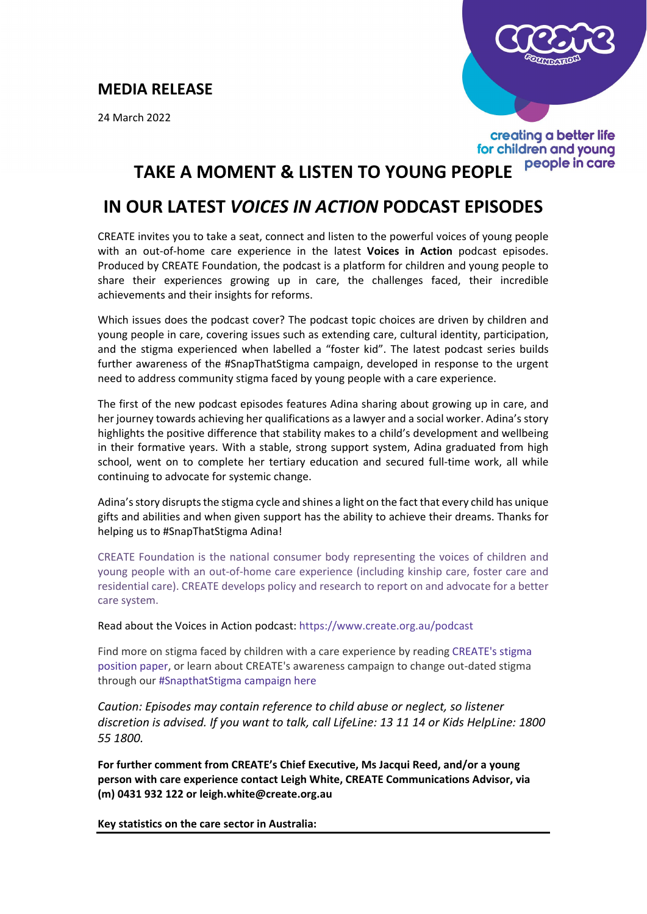## MEDIA RELEASE

24 March 2022

creating a better life for children and young people in care

# TAKE A MOMENT & LISTEN TO YOUNG PEOPLE IN OUR LATEST *VOICES IN ACTION* PODCAST EPISODES

CREATE invites you to take a seat, connect and listen to the powerful voices of young people with an out-of-home care experience in the latest **Voices in Action** podcast episodes. Produced by CREATE Foundation, the podcast is a platform for children and young people to share their experiences growing up in care, the challenges faced, their incredible achievements and their insights for reforms.

Which issues does the podcast cover? The podcast topic choices are driven by children and young people in care, covering issues such as extending care, cultural identity, participation, and the stigma experienced when labelled a "foster kid". The latest podcast series builds further awareness of the #SnapThatStigma campaign, developed in response to the urgent need to address community stigma faced by young people with a care experience.

The first of the new podcast episodes features Adina sharing about growing up in care, and her journey towards achieving her qualifications as a lawyer and a social worker. Adina's story highlights the positive difference that stability makes to a child's development and wellbeing in their formative years. With a stable, strong support system, Adina graduated from high school, went on to complete her tertiary education and secured full-time work, all while continuing to advocate for systemic change.

Adina's story disrupts the stigma cycle and shines a light on the fact that every child has unique gifts and abilities and when given support has the ability to achieve their dreams. Thanks for helping us to #SnapThatStigma Adina!

CREATE Foundation is the national consumer body representing the voices of children and young people with an out-of-home care experience (including kinship care, foster care and residential care). CREATE develops policy and research to report on and advocate for a better care system.

Read about the Voices in Action podcast: https://www.create.org.au/podcast

Find more on stigma faced by children with a care experience by reading CREATE's stigma position paper, or learn about CREATE's awareness campaign to change out-dated stigma through our #SnapthatStigma campaign here

*Caution: Episodes may contain reference to child abuse or neglect, so listener discretion is advised. If you want to talk, call LifeLine: 13 11 14 or Kids HelpLine: 1800 55 1800.*

**For further comment from CREATE's Chief Executive, Ms Jacqui Reed, and/or a young person with care experience contact Leigh White, CREATE Communications Advisor, via (m) 0431 932 122 or leigh.white@create.org.au**

**Key statistics on the care sector in Australia:**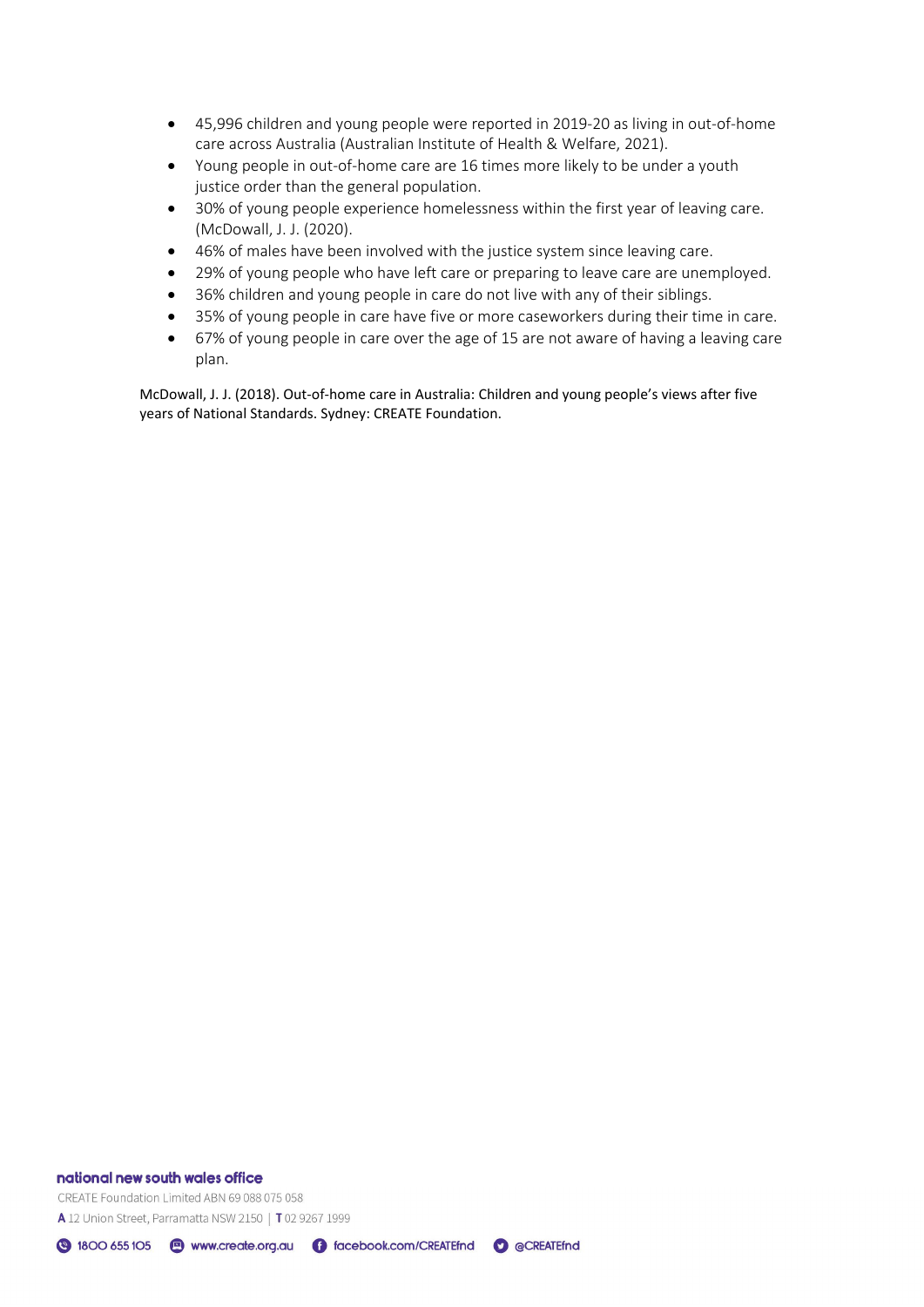- 45,996 children and young people were reported in 2019-20 as living in out-of-home care across Australia (Australian Institute of Health & Welfare, 2021).
- Young people in out-of-home care are 16 times more likely to be under a youth justice order than the general population.
- 30% of young people experience homelessness within the first year of leaving care. (McDowall, J. J. (2020).
- 46% of males have been involved with the justice system since leaving care.
- 29% of young people who have left care or preparing to leave care are unemployed.
- 36% children and young people in care do not live with any of their siblings.
- 35% of young people in care have five or more caseworkers during their time in care.
- 67% of young people in care over the age of 15 are not aware of having a leaving care plan.

McDowall, J. J. (2018). Out-of-home care in Australia: Children and young people's views after five years of National Standards. Sydney: CREATE Foundation.